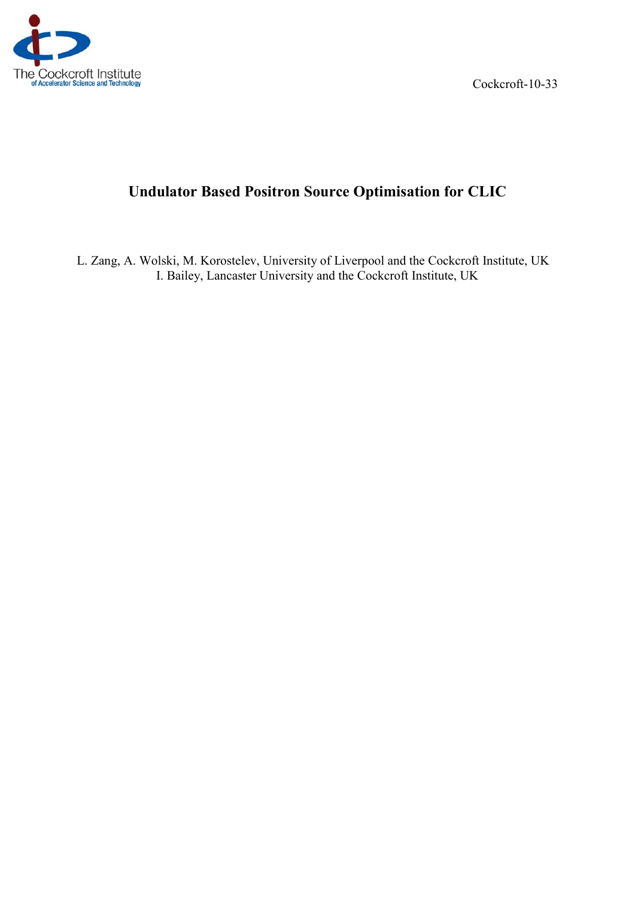Cockcroft-10-33

# Undulator Based Positron Source Optimisation for CLIC

L. Zang, A. Wolski, M. Korostelev, University of Liverpool and the Cockcroft Institute, UK
I. Bailey, Lancaster University and the Cockcroft Institute, UK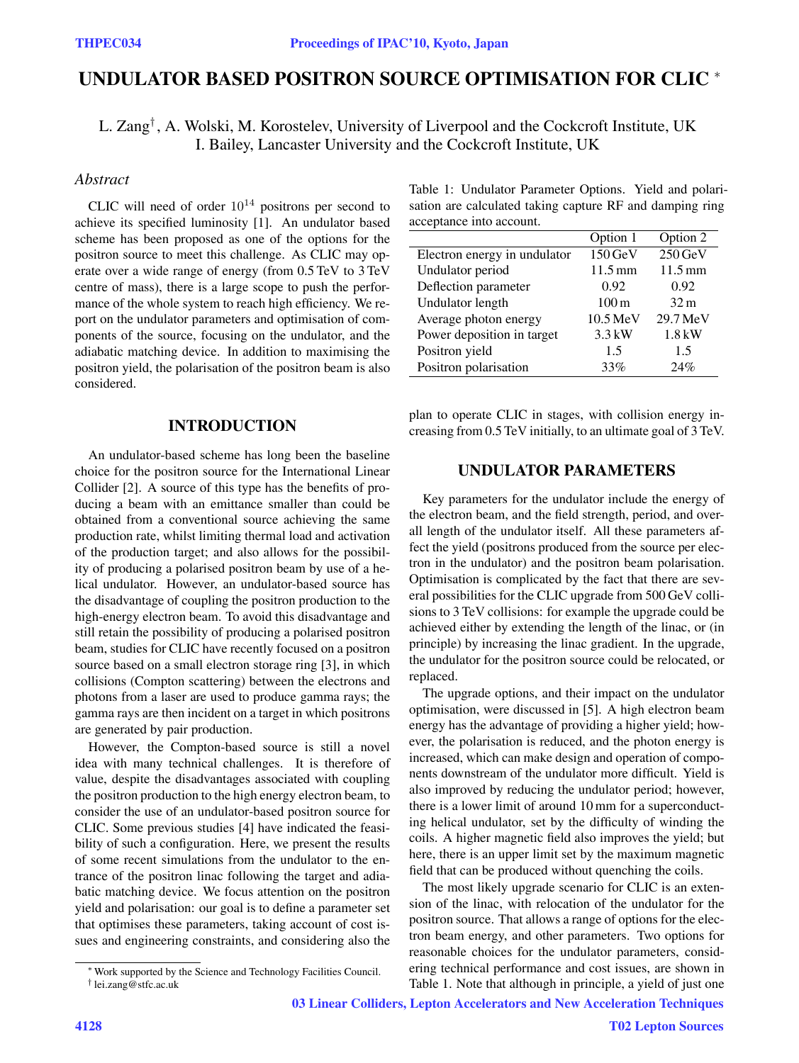# UNDULATOR BASED POSITRON SOURCE OPTIMISATION FOR CLIC *

L. Zang†, A. Wolski, M. Korostelev, University of Liverpool and the Cockcroft Institute, UK
I. Bailey, Lancaster University and the Cockcroft Institute, UK

### *Abstract*

CLIC will need of order $10^{14}$ positrons per second to achieve its specified luminosity [1]. An undulator based scheme has been proposed as one of the options for the positron source to meet this challenge. As CLIC may operate over a wide range of energy (from 0.5 TeV to 3 TeV centre of mass), there is a large scope to push the performance of the whole system to reach high efficiency. We report on the undulator parameters and optimisation of components of the source, focusing on the undulator, and the adiabatic matching device. In addition to maximising the positron yield, the polarisation of the positron beam is also considered.

## INTRODUCTION

An undulator-based scheme has long been the baseline choice for the positron source for the International Linear Collider [2]. A source of this type has the benefits of producing a beam with an emittance smaller than could be obtained from a conventional source achieving the same production rate, whilst limiting thermal load and activation of the production target; and also allows for the possibility of producing a polarised positron beam by use of a helical undulator. However, an undulator-based source has the disadvantage of coupling the positron production to the high-energy electron beam. To avoid this disadvantage and still retain the possibility of producing a polarised positron beam, studies for CLIC have recently focused on a positron source based on a small electron storage ring [3], in which collisions (Compton scattering) between the electrons and photons from a laser are used to produce gamma rays; the gamma rays are then incident on a target in which positrons are generated by pair production.

However, the Compton-based source is still a novel idea with many technical challenges. It is therefore of value, despite the disadvantages associated with coupling the positron production to the high energy electron beam, to consider the use of an undulator-based positron source for CLIC. Some previous studies [4] have indicated the feasibility of such a configuration. Here, we present the results of some recent simulations from the undulator to the entrance of the positron linac following the target and adiabatic matching device. We focus attention on the positron yield and polarisation: our goal is to define a parameter set that optimises these parameters, taking account of cost issues and engineering constraints, and considering also the plan to operate CLIC in stages, with collision energy increasing from 0.5 TeV initially, to an ultimate goal of 3 TeV.

Table 1: Undulator Parameter Options. Yield and polarisation are calculated taking capture RF and damping ring acceptance into account.

| | Option 1 | Option 2 |
|---|---|---|
| Electron energy in undulator | 150 GeV | 250 GeV |
| Undulator period | 11.5 mm | 11.5 mm |
| Deflection parameter | 0.92 | 0.92 |
| Undulator length | 100 m | 32 m |
| Average photon energy | 10.5 MeV | 29.7 MeV |
| Power deposition in target | 3.3 kW | 1.8 kW |
| Positron yield | 1.5 | 1.5 |
| Positron polarisation | 33% | 24% |

## UNDULATOR PARAMETERS

Key parameters for the undulator include the energy of the electron beam, and the field strength, period, and overall length of the undulator itself. All these parameters affect the yield (positrons produced from the source per electron in the undulator) and the positron beam polarisation. Optimisation is complicated by the fact that there are several possibilities for the CLIC upgrade from 500 GeV collisions to 3 TeV collisions: for example the upgrade could be achieved either by extending the length of the linac, or (in principle) by increasing the linac gradient. In the upgrade, the undulator for the positron source could be relocated, or replaced.

The upgrade options, and their impact on the undulator optimisation, were discussed in [5]. A high electron beam energy has the advantage of providing a higher yield; however, the polarisation is reduced, and the photon energy is increased, which can make design and operation of components downstream of the undulator more difficult. Yield is also improved by reducing the undulator period; however, there is a lower limit of around 10 mm for a superconducting helical undulator, set by the difficulty of winding the coils. A higher magnetic field also improves the yield; but here, there is an upper limit set by the maximum magnetic field that can be produced without quenching the coils.

The most likely upgrade scenario for CLIC is an extension of the linac, with relocation of the undulator for the positron source. That allows a range of options for the electron beam energy, and other parameters. Two options for reasonable choices for the undulator parameters, considering technical performance and cost issues, are shown in Table 1. Note that although in principle, a yield of just one

* Work supported by the Science and Technology Facilities Council.
† lei.zang@stfc.ac.uk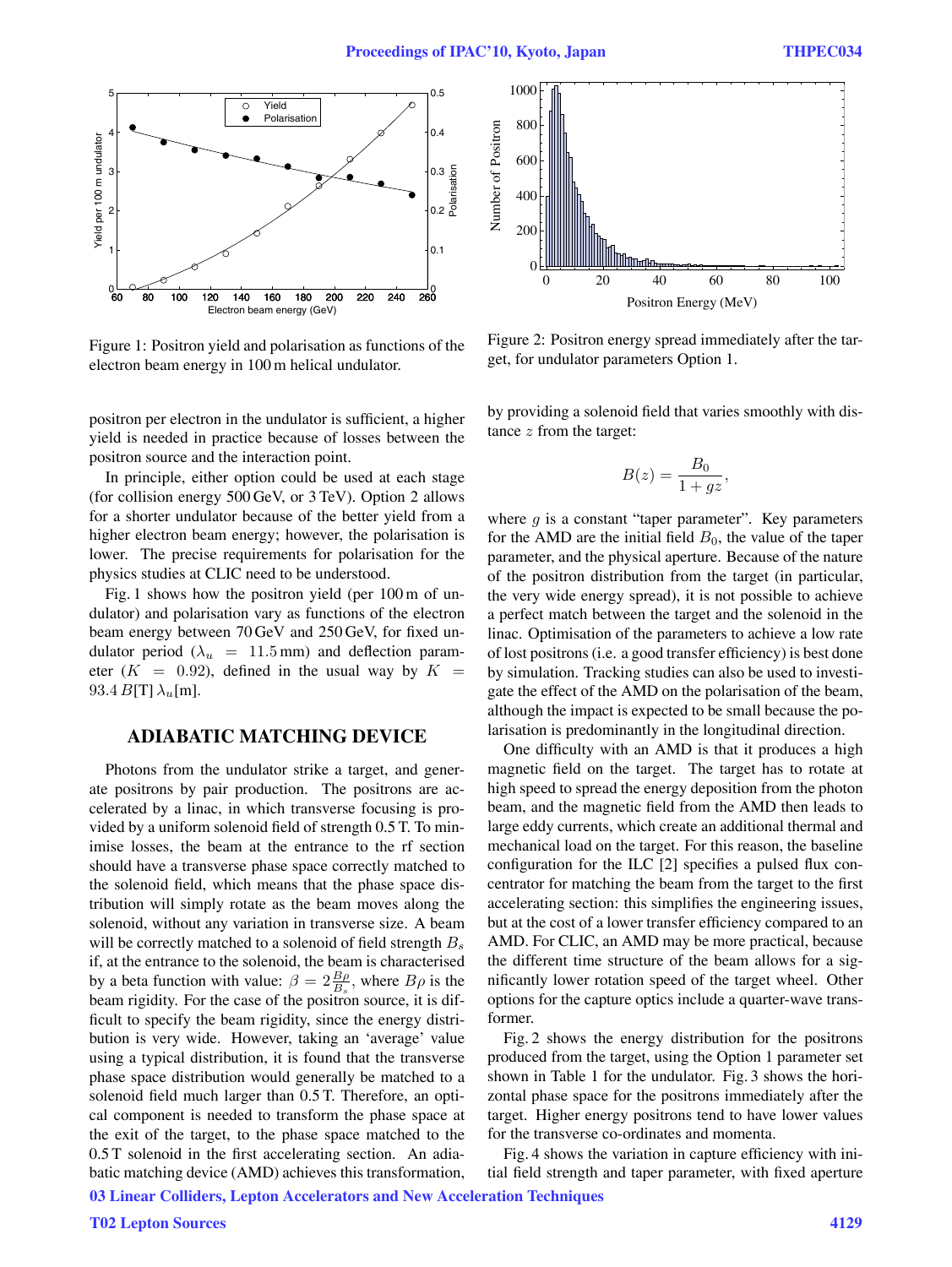Figure 1: Positron yield and polarisation as functions of the electron beam energy in 100 m helical undulator.

positron per electron in the undulator is sufficient, a higher yield is needed in practice because of losses between the positron source and the interaction point.

In principle, either option could be used at each stage (for collision energy 500 GeV, or 3 TeV). Option 2 allows for a shorter undulator because of the better yield from a higher electron beam energy; however, the polarisation is lower. The precise requirements for polarisation for the physics studies at CLIC need to be understood.

Fig. 1 shows how the positron yield (per 100 m of undulator) and polarisation vary as functions of the electron beam energy between 70 GeV and 250 GeV, for fixed undulator period ($\lambda_u = 11.5$ mm) and deflection parameter ($K = 0.92$), defined in the usual way by $K = 93.4\,B[\mathrm{T}]\,\lambda_u[\mathrm{m}]$.

## ADIABATIC MATCHING DEVICE

Photons from the undulator strike a target, and generate positrons by pair production. The positrons are accelerated by a linac, in which transverse focusing is provided by a uniform solenoid field of strength 0.5 T. To minimise losses, the beam at the entrance to the rf section should have a transverse phase space correctly matched to the solenoid field, which means that the phase space distribution will simply rotate as the beam moves along the solenoid, without any variation in transverse size. A beam will be correctly matched to a solenoid of field strength $B_s$ if, at the entrance to the solenoid, the beam is characterised by a beta function with value: $\beta = 2\frac{B\rho}{B_s}$, where $B\rho$ is the beam rigidity. For the case of the positron source, it is difficult to specify the beam rigidity, since the energy distribution is very wide. However, taking an 'average' value using a typical distribution, it is found that the transverse phase space distribution would generally be matched to a solenoid field much larger than 0.5 T. Therefore, an optical component is needed to transform the phase space at the exit of the target, to the phase space matched to the 0.5 T solenoid in the first accelerating section. An adiabatic matching device (AMD) achieves this transformation,

Figure 2: Positron energy spread immediately after the target, for undulator parameters Option 1.

by providing a solenoid field that varies smoothly with distance $z$ from the target:

$$B(z) = \frac{B_0}{1 + gz},$$

where $g$ is a constant "taper parameter". Key parameters for the AMD are the initial field $B_0$, the value of the taper parameter, and the physical aperture. Because of the nature of the positron distribution from the target (in particular, the very wide energy spread), it is not possible to achieve a perfect match between the target and the solenoid in the linac. Optimisation of the parameters to achieve a low rate of lost positrons (i.e. a good transfer efficiency) is best done by simulation. Tracking studies can also be used to investigate the effect of the AMD on the polarisation of the beam, although the impact is expected to be small because the polarisation is predominantly in the longitudinal direction.

One difficulty with an AMD is that it produces a high magnetic field on the target. The target has to rotate at high speed to spread the energy deposition from the photon beam, and the magnetic field from the AMD then leads to large eddy currents, which create an additional thermal and mechanical load on the target. For this reason, the baseline configuration for the ILC [2] specifies a pulsed flux concentrator for matching the beam from the target to the first accelerating section: this simplifies the engineering issues, but at the cost of a lower transfer efficiency compared to an AMD. For CLIC, an AMD may be more practical, because the different time structure of the beam allows for a significantly lower rotation speed of the target wheel. Other options for the capture optics include a quarter-wave transformer.

Fig. 2 shows the energy distribution for the positrons produced from the target, using the Option 1 parameter set shown in Table 1 for the undulator. Fig. 3 shows the horizontal phase space for the positrons immediately after the target. Higher energy positrons tend to have lower values for the transverse co-ordinates and momenta.

Fig. 4 shows the variation in capture efficiency with initial field strength and taper parameter, with fixed aperture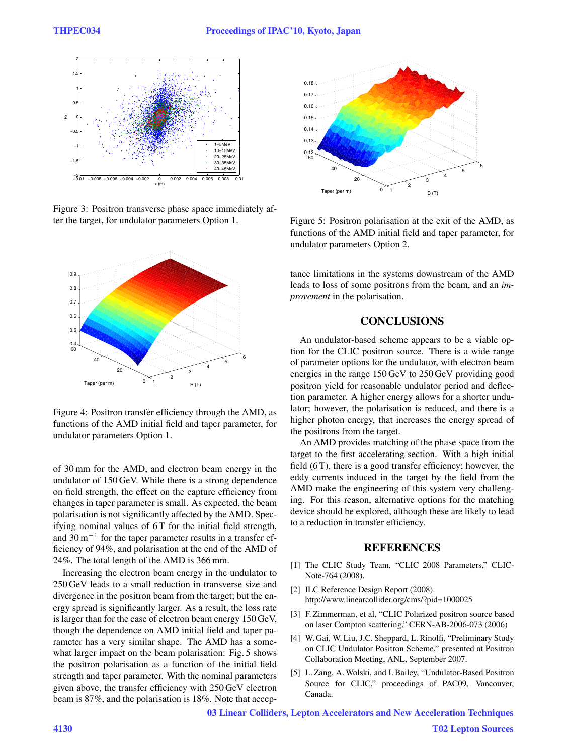2
1.5
1
0.5
0
−0.5
−1
−1.5
−2
Px
−0.01 −0.008 −0.006 −0.004 −0.002 0 0.002 0.004 0.006 0.008 0.01
x (m)
1−5MeV
10−15MeV
20−25MeV
30−35MeV
40−45MeV

Figure 3: Positron transverse phase space immediately after the target, for undulator parameters Option 1.

0.9
0.8
0.7
0.6
0.5
0.4
60
40
20
0
Taper (per m)
1 2 3 4 5 6
B (T)

Figure 4: Positron transfer efficiency through the AMD, as functions of the AMD initial field and taper parameter, for undulator parameters Option 1.

of 30 mm for the AMD, and electron beam energy in the undulator of 150 GeV. While there is a strong dependence on field strength, the effect on the capture efficiency from changes in taper parameter is small. As expected, the beam polarisation is not significantly affected by the AMD. Specifying nominal values of 6 T for the initial field strength, and $30\,\mathrm{m}^{-1}$ for the taper parameter results in a transfer efficiency of 94%, and polarisation at the end of the AMD of 24%. The total length of the AMD is 366 mm.

Increasing the electron beam energy in the undulator to 250 GeV leads to a small reduction in transverse size and divergence in the positron beam from the target; but the energy spread is significantly larger. As a result, the loss rate is larger than for the case of electron beam energy 150 GeV, though the dependence on AMD initial field and taper parameter has a very similar shape. The AMD has a somewhat larger impact on the beam polarisation: Fig. 5 shows the positron polarisation as a function of the initial field strength and taper parameter. With the nominal parameters given above, the transfer efficiency with 250 GeV electron beam is 87%, and the polarisation is 18%. Note that acceptance limitations in the systems downstream of the AMD leads to loss of some positrons from the beam, and an *improvement* in the polarisation.

0.18
0.17
0.16
0.15
0.14
0.13
0.12
60
40
20
0
Taper (per m)
1 2 3 4 5 6
B (T)

Figure 5: Positron polarisation at the exit of the AMD, as functions of the AMD initial field and taper parameter, for undulator parameters Option 2.

## CONCLUSIONS

An undulator-based scheme appears to be a viable option for the CLIC positron source. There is a wide range of parameter options for the undulator, with electron beam energies in the range 150 GeV to 250 GeV providing good positron yield for reasonable undulator period and deflection parameter. A higher energy allows for a shorter undulator; however, the polarisation is reduced, and there is a higher photon energy, that increases the energy spread of the positrons from the target.

An AMD provides matching of the phase space from the target to the first accelerating section. With a high initial field (6 T), there is a good transfer efficiency; however, the eddy currents induced in the target by the field from the AMD make the engineering of this system very challenging. For this reason, alternative options for the matching device should be explored, although these are likely to lead to a reduction in transfer efficiency.

## REFERENCES

[1] The CLIC Study Team, "CLIC 2008 Parameters," CLIC-Note-764 (2008).

[2] ILC Reference Design Report (2008). http://www.linearcollider.org/cms/?pid=1000025

[3] F. Zimmerman, et al, "CLIC Polarized positron source based on laser Compton scattering," CERN-AB-2006-073 (2006)

[4] W. Gai, W. Liu, J.C. Sheppard, L. Rinolfi, "Preliminary Study on CLIC Undulator Positron Scheme," presented at Positron Collaboration Meeting, ANL, September 2007.

[5] L. Zang, A. Wolski, and I. Bailey, "Undulator-Based Positron Source for CLIC," proceedings of PAC09, Vancouver, Canada.